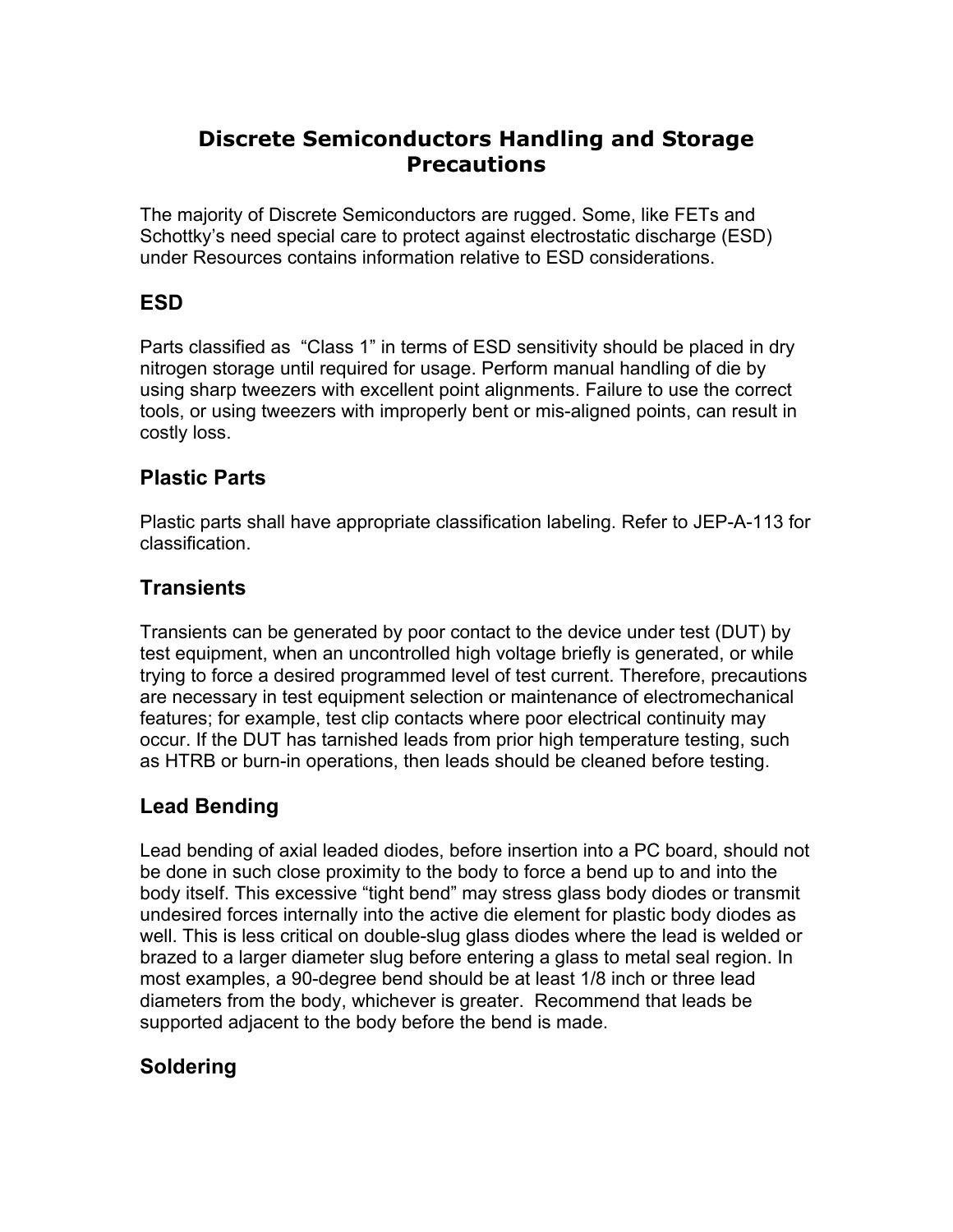# Discrete Semiconductors Handling and Storage Precautions

The majority of Discrete Semiconductors are rugged. Some, like FETs and Schottky's need special care to protect against electrostatic discharge (ESD) under Resources contains information relative to ESD considerations.

## ESD

Parts classified as "Class 1" in terms of ESD sensitivity should be placed in dry nitrogen storage until required for usage. Perform manual handling of die by using sharp tweezers with excellent point alignments. Failure to use the correct tools, or using tweezers with improperly bent or mis-aligned points, can result in costly loss.

## Plastic Parts

Plastic parts shall have appropriate classification labeling. Refer to JEP-A-113 for classification.

## Transients

Transients can be generated by poor contact to the device under test (DUT) by test equipment, when an uncontrolled high voltage briefly is generated, or while trying to force a desired programmed level of test current. Therefore, precautions are necessary in test equipment selection or maintenance of electromechanical features; for example, test clip contacts where poor electrical continuity may occur. If the DUT has tarnished leads from prior high temperature testing, such as HTRB or burn-in operations, then leads should be cleaned before testing.

## Lead Bending

Lead bending of axial leaded diodes, before insertion into a PC board, should not be done in such close proximity to the body to force a bend up to and into the body itself. This excessive "tight bend" may stress glass body diodes or transmit undesired forces internally into the active die element for plastic body diodes as well. This is less critical on double-slug glass diodes where the lead is welded or brazed to a larger diameter slug before entering a glass to metal seal region. In most examples, a 90-degree bend should be at least 1/8 inch or three lead diameters from the body, whichever is greater. Recommend that leads be supported adjacent to the body before the bend is made.

## Soldering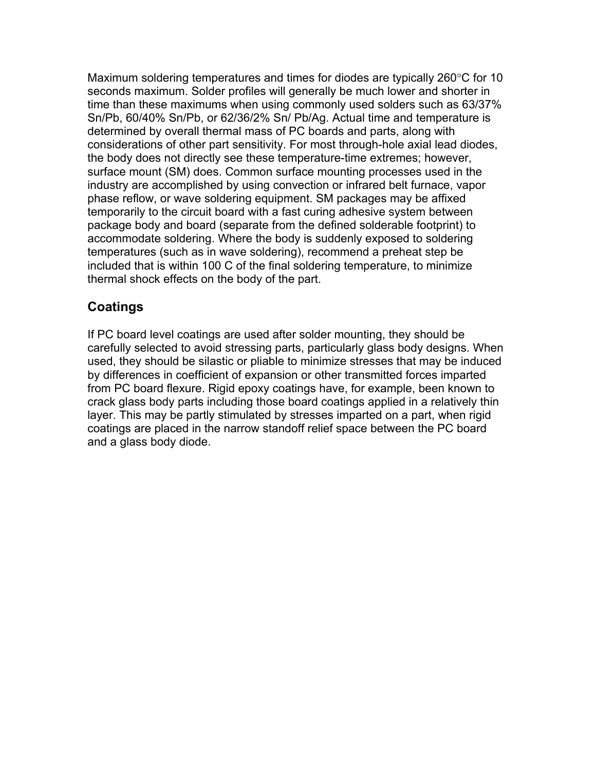Maximum soldering temperatures and times for diodes are typically 260°C for 10 seconds maximum. Solder profiles will generally be much lower and shorter in time than these maximums when using commonly used solders such as 63/37% Sn/Pb, 60/40% Sn/Pb, or 62/36/2% Sn/ Pb/Ag. Actual time and temperature is determined by overall thermal mass of PC boards and parts, along with considerations of other part sensitivity. For most through-hole axial lead diodes, the body does not directly see these temperature-time extremes; however, surface mount (SM) does. Common surface mounting processes used in the industry are accomplished by using convection or infrared belt furnace, vapor phase reflow, or wave soldering equipment. SM packages may be affixed temporarily to the circuit board with a fast curing adhesive system between package body and board (separate from the defined solderable footprint) to accommodate soldering. Where the body is suddenly exposed to soldering temperatures (such as in wave soldering), recommend a preheat step be included that is within 100 C of the final soldering temperature, to minimize thermal shock effects on the body of the part.

## Coatings

If PC board level coatings are used after solder mounting, they should be carefully selected to avoid stressing parts, particularly glass body designs. When used, they should be silastic or pliable to minimize stresses that may be induced by differences in coefficient of expansion or other transmitted forces imparted from PC board flexure. Rigid epoxy coatings have, for example, been known to crack glass body parts including those board coatings applied in a relatively thin layer. This may be partly stimulated by stresses imparted on a part, when rigid coatings are placed in the narrow standoff relief space between the PC board and a glass body diode.